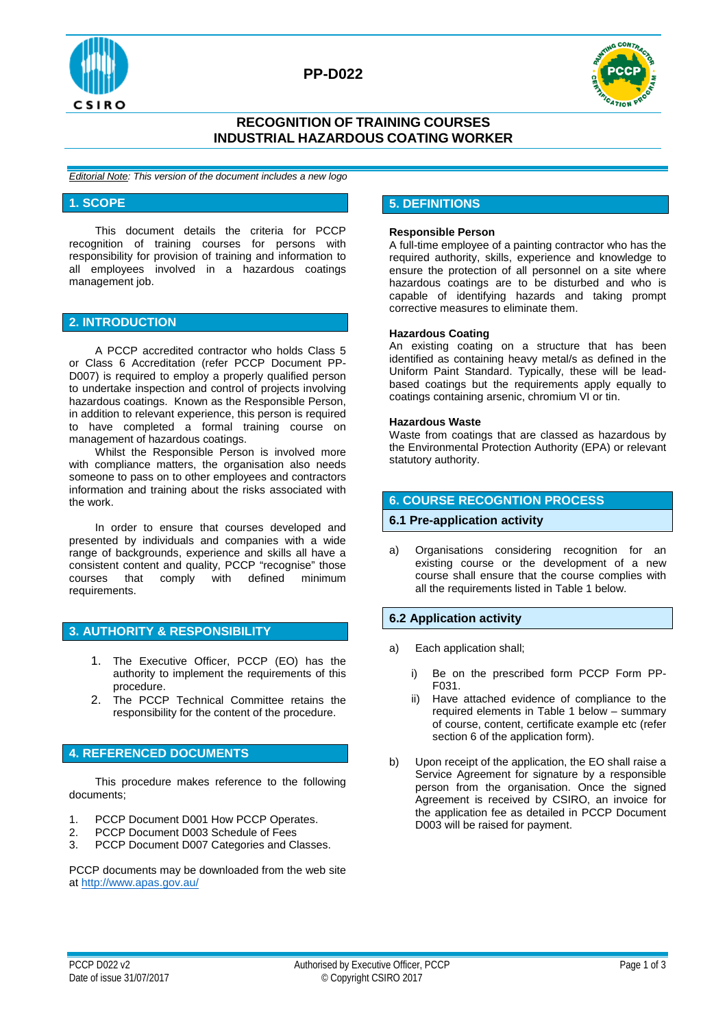# PP-D022

## RECOGNITION OF TRAINING COURSES INDUSTRIAL HAZARDOUS COATING WORKER

*Editorial Note: This version of the document includes a new logo*

## 1. SCOPE

This document details the criteria for PCCP recognition of training courses for persons with responsibility for provision of training and information to all employees involved in a hazardous coatings management job.

## 2. INTRODUCTION

A PCCP accredited contractor who holds Class 5 or Class 6 Accreditation (refer PCCP Document PP-D007) is required to employ a properly qualified person to undertake inspection and control of projects involving hazardous coatings. Known as the Responsible Person, in addition to relevant experience, this person is required to have completed a formal training course on management of hazardous coatings.

Whilst the Responsible Person is involved more with compliance matters, the organisation also needs someone to pass on to other employees and contractors information and training about the risks associated with the work.

In order to ensure that courses developed and presented by individuals and companies with a wide range of backgrounds, experience and skills all have a consistent content and quality, PCCP "recognise" those courses that comply with defined minimum requirements.

## 3. AUTHORITY & RESPONSIBILITY

1. The Executive Officer, PCCP (EO) has the authority to implement the requirements of this procedure.
2. The PCCP Technical Committee retains the responsibility for the content of the procedure.

## 4. REFERENCED DOCUMENTS

This procedure makes reference to the following documents;

1. PCCP Document D001 How PCCP Operates.
2. PCCP Document D003 Schedule of Fees
3. PCCP Document D007 Categories and Classes.

PCCP documents may be downloaded from the web site at http://www.apas.gov.au/

## 5. DEFINITIONS

**Responsible Person**
A full-time employee of a painting contractor who has the required authority, skills, experience and knowledge to ensure the protection of all personnel on a site where hazardous coatings are to be disturbed and who is capable of identifying hazards and taking prompt corrective measures to eliminate them.

**Hazardous Coating**
An existing coating on a structure that has been identified as containing heavy metal/s as defined in the Uniform Paint Standard. Typically, these will be lead-based coatings but the requirements apply equally to coatings containing arsenic, chromium VI or tin.

**Hazardous Waste**
Waste from coatings that are classed as hazardous by the Environmental Protection Authority (EPA) or relevant statutory authority.

## 6. COURSE RECOGNTION PROCESS

### 6.1 Pre-application activity

a) Organisations considering recognition for an existing course or the development of a new course shall ensure that the course complies with all the requirements listed in Table 1 below.

### 6.2 Application activity

a) Each application shall;

   i) Be on the prescribed form PCCP Form PP-F031.

   ii) Have attached evidence of compliance to the required elements in Table 1 below – summary of course, content, certificate example etc (refer section 6 of the application form).

b) Upon receipt of the application, the EO shall raise a Service Agreement for signature by a responsible person from the organisation. Once the signed Agreement is received by CSIRO, an invoice for the application fee as detailed in PCCP Document D003 will be raised for payment.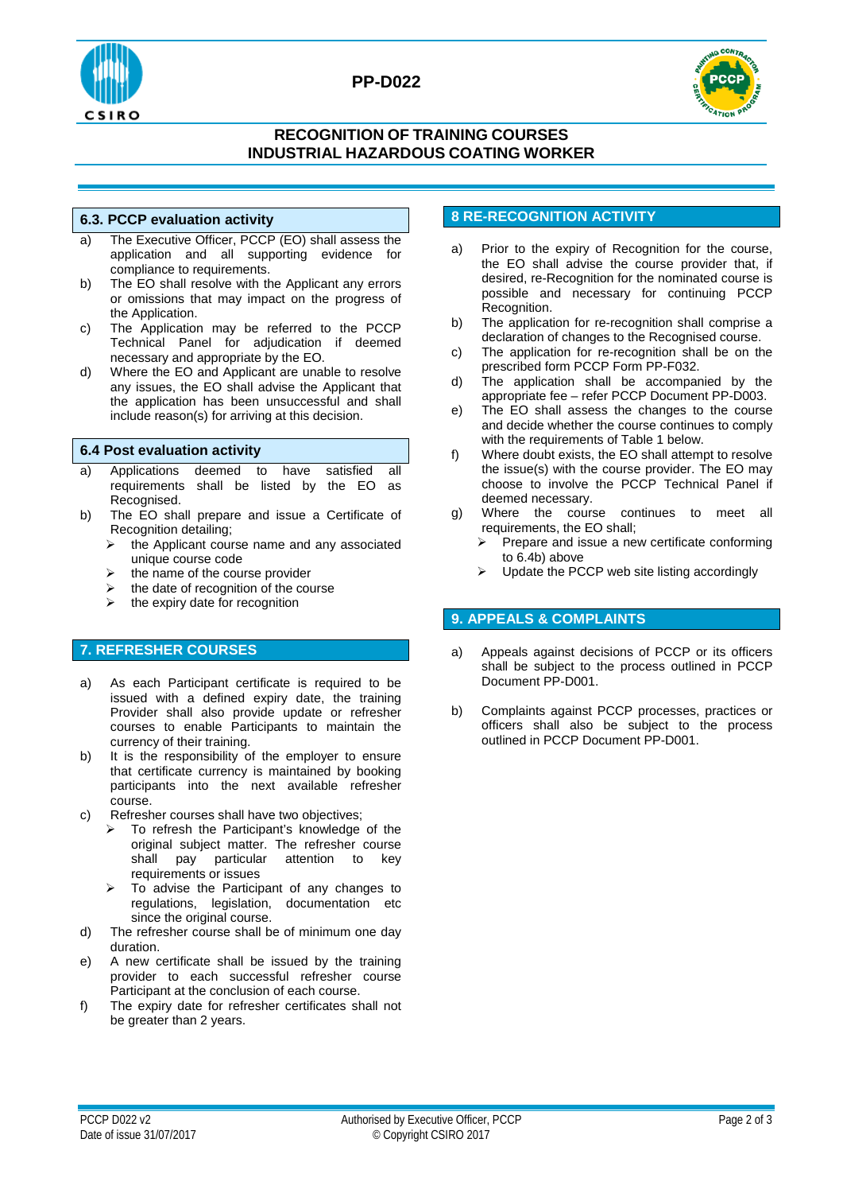## 6.3. PCCP evaluation activity

a) The Executive Officer, PCCP (EO) shall assess the application and all supporting evidence for compliance to requirements.
b) The EO shall resolve with the Applicant any errors or omissions that may impact on the progress of the Application.
c) The Application may be referred to the PCCP Technical Panel for adjudication if deemed necessary and appropriate by the EO.
d) Where the EO and Applicant are unable to resolve any issues, the EO shall advise the Applicant that the application has been unsuccessful and shall include reason(s) for arriving at this decision.

## 6.4 Post evaluation activity

a) Applications deemed to have satisfied all requirements shall be listed by the EO as Recognised.
b) The EO shall prepare and issue a Certificate of Recognition detailing;
   - the Applicant course name and any associated unique course code
   - the name of the course provider
   - the date of recognition of the course
   - the expiry date for recognition

## 7. REFRESHER COURSES

a) As each Participant certificate is required to be issued with a defined expiry date, the training Provider shall also provide update or refresher courses to enable Participants to maintain the currency of their training.
b) It is the responsibility of the employer to ensure that certificate currency is maintained by booking participants into the next available refresher course.
c) Refresher courses shall have two objectives;
   - To refresh the Participant's knowledge of the original subject matter. The refresher course shall pay particular attention to key requirements or issues
   - To advise the Participant of any changes to regulations, legislation, documentation etc since the original course.
d) The refresher course shall be of minimum one day duration.
e) A new certificate shall be issued by the training provider to each successful refresher course Participant at the conclusion of each course.
f) The expiry date for refresher certificates shall not be greater than 2 years.

## 8 RE-RECOGNITION ACTIVITY

a) Prior to the expiry of Recognition for the course, the EO shall advise the course provider that, if desired, re-Recognition for the nominated course is possible and necessary for continuing PCCP Recognition.
b) The application for re-recognition shall comprise a declaration of changes to the Recognised course.
c) The application for re-recognition shall be on the prescribed form PCCP Form PP-F032.
d) The application shall be accompanied by the appropriate fee – refer PCCP Document PP-D003.
e) The EO shall assess the changes to the course and decide whether the course continues to comply with the requirements of Table 1 below.
f) Where doubt exists, the EO shall attempt to resolve the issue(s) with the course provider. The EO may choose to involve the PCCP Technical Panel if deemed necessary.
g) Where the course continues to meet all requirements, the EO shall;
   - Prepare and issue a new certificate conforming to 6.4b) above
   - Update the PCCP web site listing accordingly

## 9. APPEALS & COMPLAINTS

a) Appeals against decisions of PCCP or its officers shall be subject to the process outlined in PCCP Document PP-D001.

b) Complaints against PCCP processes, practices or officers shall also be subject to the process outlined in PCCP Document PP-D001.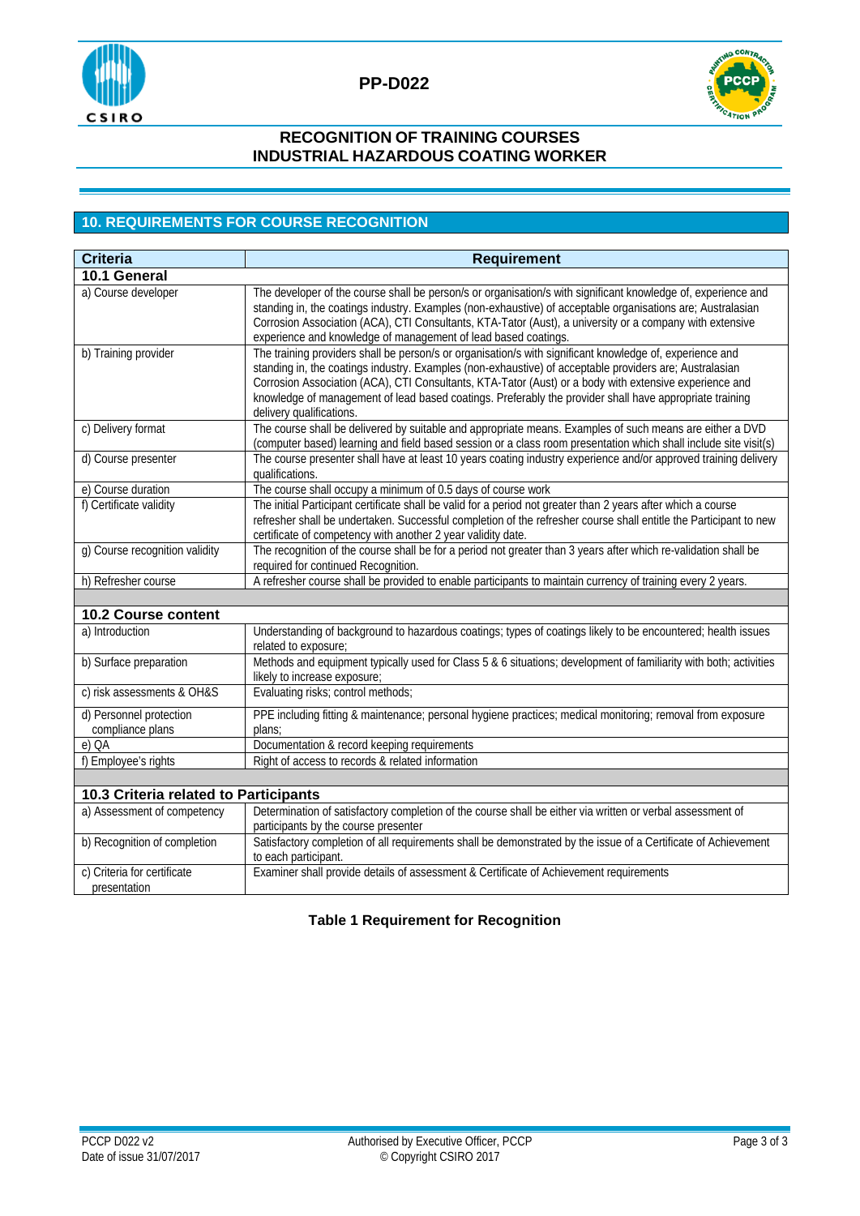# RECOGNITION OF TRAINING COURSES INDUSTRIAL HAZARDOUS COATING WORKER

## 10. REQUIREMENTS FOR COURSE RECOGNITION

| Criteria | Requirement |
|---|---|
| **10.1 General** | |
| a) Course developer | The developer of the course shall be person/s or organisation/s with significant knowledge of, experience and standing in, the coatings industry. Examples (non-exhaustive) of acceptable organisations are; Australasian Corrosion Association (ACA), CTI Consultants, KTA-Tator (Aust), a university or a company with extensive experience and knowledge of management of lead based coatings. |
| b) Training provider | The training providers shall be person/s or organisation/s with significant knowledge of, experience and standing in, the coatings industry. Examples (non-exhaustive) of acceptable providers are; Australasian Corrosion Association (ACA), CTI Consultants, KTA-Tator (Aust) or a body with extensive experience and knowledge of management of lead based coatings. Preferably the provider shall have appropriate training delivery qualifications. |
| c) Delivery format | The course shall be delivered by suitable and appropriate means. Examples of such means are either a DVD (computer based) learning and field based session or a class room presentation which shall include site visit(s) |
| d) Course presenter | The course presenter shall have at least 10 years coating industry experience and/or approved training delivery qualifications. |
| e) Course duration | The course shall occupy a minimum of 0.5 days of course work |
| f) Certificate validity | The initial Participant certificate shall be valid for a period not greater than 2 years after which a course refresher shall be undertaken. Successful completion of the refresher course shall entitle the Participant to new certificate of competency with another 2 year validity date. |
| g) Course recognition validity | The recognition of the course shall be for a period not greater than 3 years after which re-validation shall be required for continued Recognition. |
| h) Refresher course | A refresher course shall be provided to enable participants to maintain currency of training every 2 years. |
| | |
| **10.2 Course content** | |
| a) Introduction | Understanding of background to hazardous coatings; types of coatings likely to be encountered; health issues related to exposure; |
| b) Surface preparation | Methods and equipment typically used for Class 5 & 6 situations; development of familiarity with both; activities likely to increase exposure; |
| c) risk assessments & OH&S | Evaluating risks; control methods; |
| d) Personnel protection compliance plans | PPE including fitting & maintenance; personal hygiene practices; medical monitoring; removal from exposure plans; |
| e) QA | Documentation & record keeping requirements |
| f) Employee's rights | Right of access to records & related information |
| | |
| **10.3 Criteria related to Participants** | |
| a) Assessment of competency | Determination of satisfactory completion of the course shall be either via written or verbal assessment of participants by the course presenter |
| b) Recognition of completion | Satisfactory completion of all requirements shall be demonstrated by the issue of a Certificate of Achievement to each participant. |
| c) Criteria for certificate presentation | Examiner shall provide details of assessment & Certificate of Achievement requirements |

**Table 1 Requirement for Recognition**